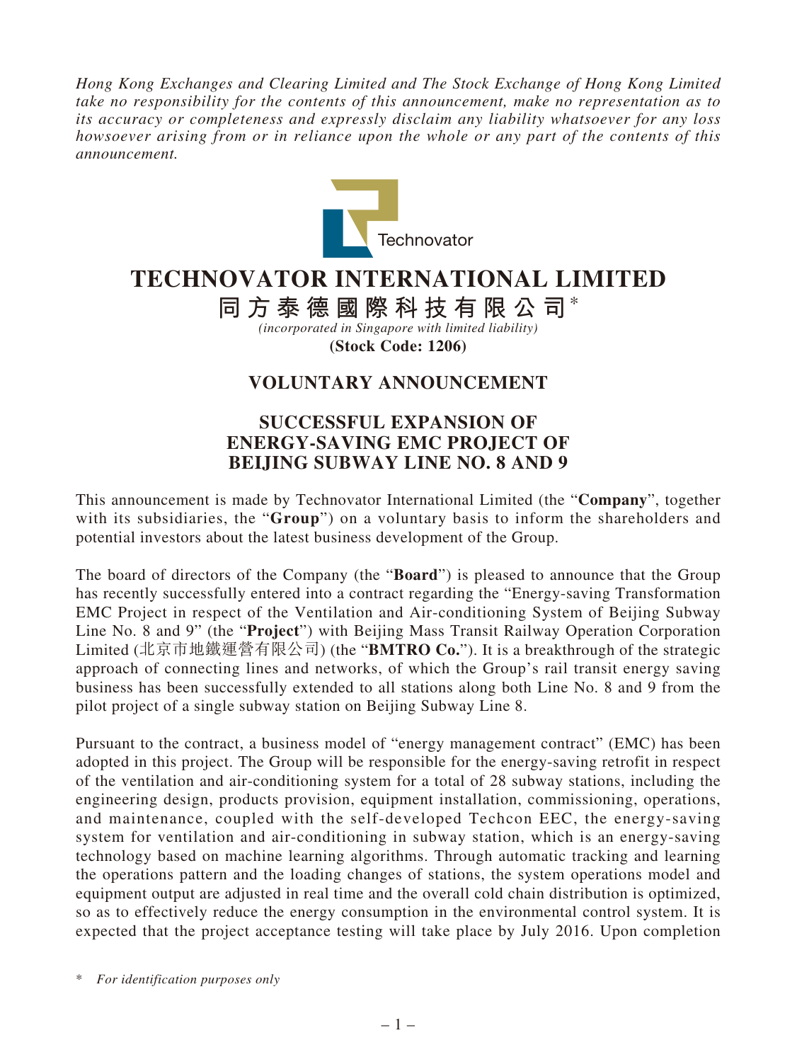*Hong Kong Exchanges and Clearing Limited and The Stock Exchange of Hong Kong Limited take no responsibility for the contents of this announcement, make no representation as to its accuracy or completeness and expressly disclaim any liability whatsoever for any loss howsoever arising from or in reliance upon the whole or any part of the contents of this announcement.*

# TECHNOVATOR INTERNATIONAL LIMITED

# 同方泰德國際科技有限公司*

*(incorporated in Singapore with limited liability)*

**(Stock Code: 1206)**

## VOLUNTARY ANNOUNCEMENT

## SUCCESSFUL EXPANSION OF ENERGY-SAVING EMC PROJECT OF BEIJING SUBWAY LINE NO. 8 AND 9

This announcement is made by Technovator International Limited (the "**Company**", together with its subsidiaries, the "**Group**") on a voluntary basis to inform the shareholders and potential investors about the latest business development of the Group.

The board of directors of the Company (the "**Board**") is pleased to announce that the Group has recently successfully entered into a contract regarding the "Energy-saving Transformation EMC Project in respect of the Ventilation and Air-conditioning System of Beijing Subway Line No. 8 and 9" (the "**Project**") with Beijing Mass Transit Railway Operation Corporation Limited (北京市地鐵運營有限公司) (the "**BMTRO Co.**"). It is a breakthrough of the strategic approach of connecting lines and networks, of which the Group's rail transit energy saving business has been successfully extended to all stations along both Line No. 8 and 9 from the pilot project of a single subway station on Beijing Subway Line 8.

Pursuant to the contract, a business model of "energy management contract" (EMC) has been adopted in this project. The Group will be responsible for the energy-saving retrofit in respect of the ventilation and air-conditioning system for a total of 28 subway stations, including the engineering design, products provision, equipment installation, commissioning, operations, and maintenance, coupled with the self-developed Techcon EEC, the energy-saving system for ventilation and air-conditioning in subway station, which is an energy-saving technology based on machine learning algorithms. Through automatic tracking and learning the operations pattern and the loading changes of stations, the system operations model and equipment output are adjusted in real time and the overall cold chain distribution is optimized, so as to effectively reduce the energy consumption in the environmental control system. It is expected that the project acceptance testing will take place by July 2016. Upon completion

\* *For identification purposes only*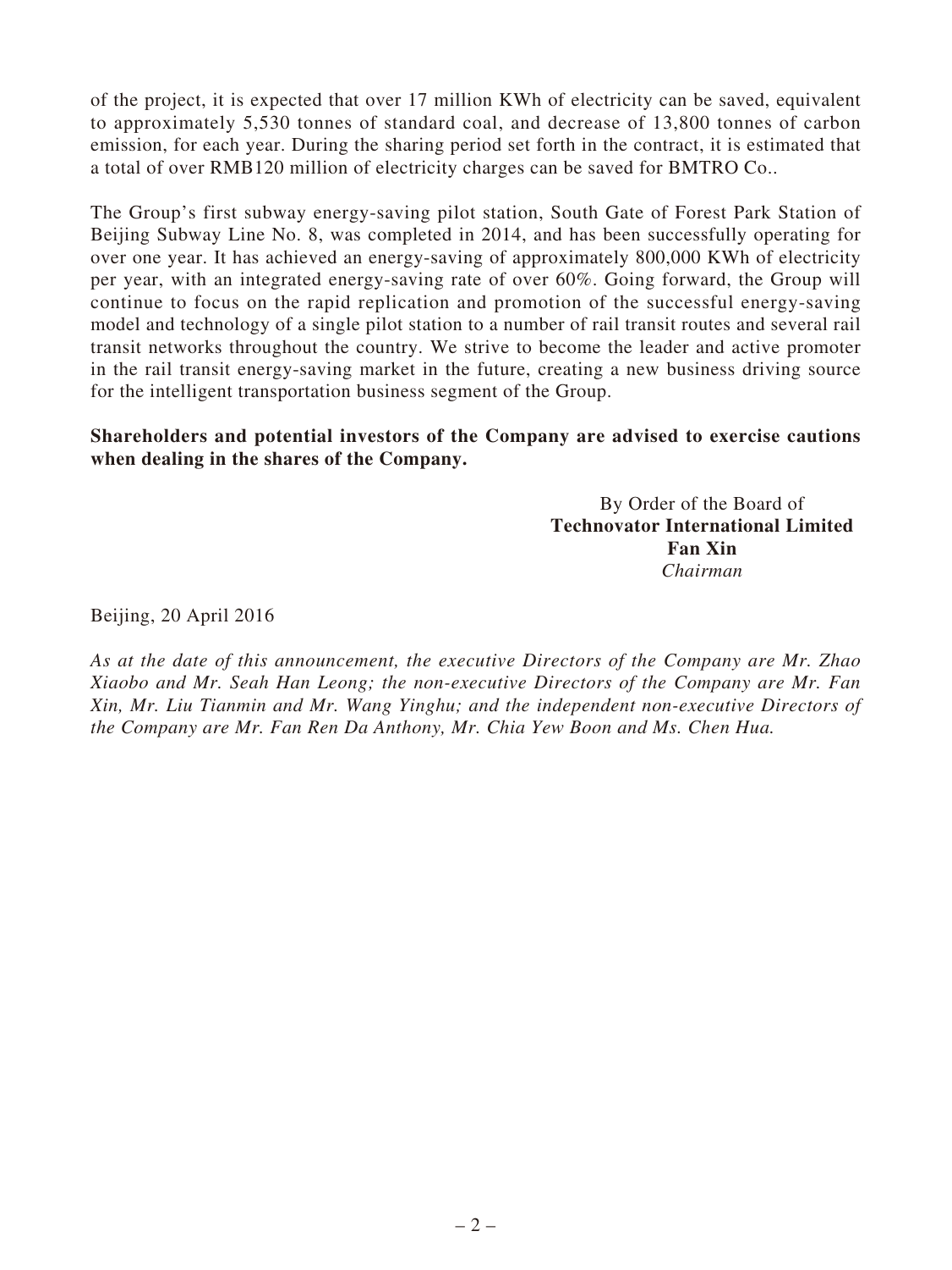of the project, it is expected that over 17 million KWh of electricity can be saved, equivalent to approximately 5,530 tonnes of standard coal, and decrease of 13,800 tonnes of carbon emission, for each year. During the sharing period set forth in the contract, it is estimated that a total of over RMB120 million of electricity charges can be saved for BMTRO Co..

The Group's first subway energy-saving pilot station, South Gate of Forest Park Station of Beijing Subway Line No. 8, was completed in 2014, and has been successfully operating for over one year. It has achieved an energy-saving of approximately 800,000 KWh of electricity per year, with an integrated energy-saving rate of over 60%. Going forward, the Group will continue to focus on the rapid replication and promotion of the successful energy-saving model and technology of a single pilot station to a number of rail transit routes and several rail transit networks throughout the country. We strive to become the leader and active promoter in the rail transit energy-saving market in the future, creating a new business driving source for the intelligent transportation business segment of the Group.

**Shareholders and potential investors of the Company are advised to exercise cautions when dealing in the shares of the Company.**

By Order of the Board of
**Technovator International Limited**
**Fan Xin**
*Chairman*

Beijing, 20 April 2016

*As at the date of this announcement, the executive Directors of the Company are Mr. Zhao Xiaobo and Mr. Seah Han Leong; the non-executive Directors of the Company are Mr. Fan Xin, Mr. Liu Tianmin and Mr. Wang Yinghu; and the independent non-executive Directors of the Company are Mr. Fan Ren Da Anthony, Mr. Chia Yew Boon and Ms. Chen Hua.*